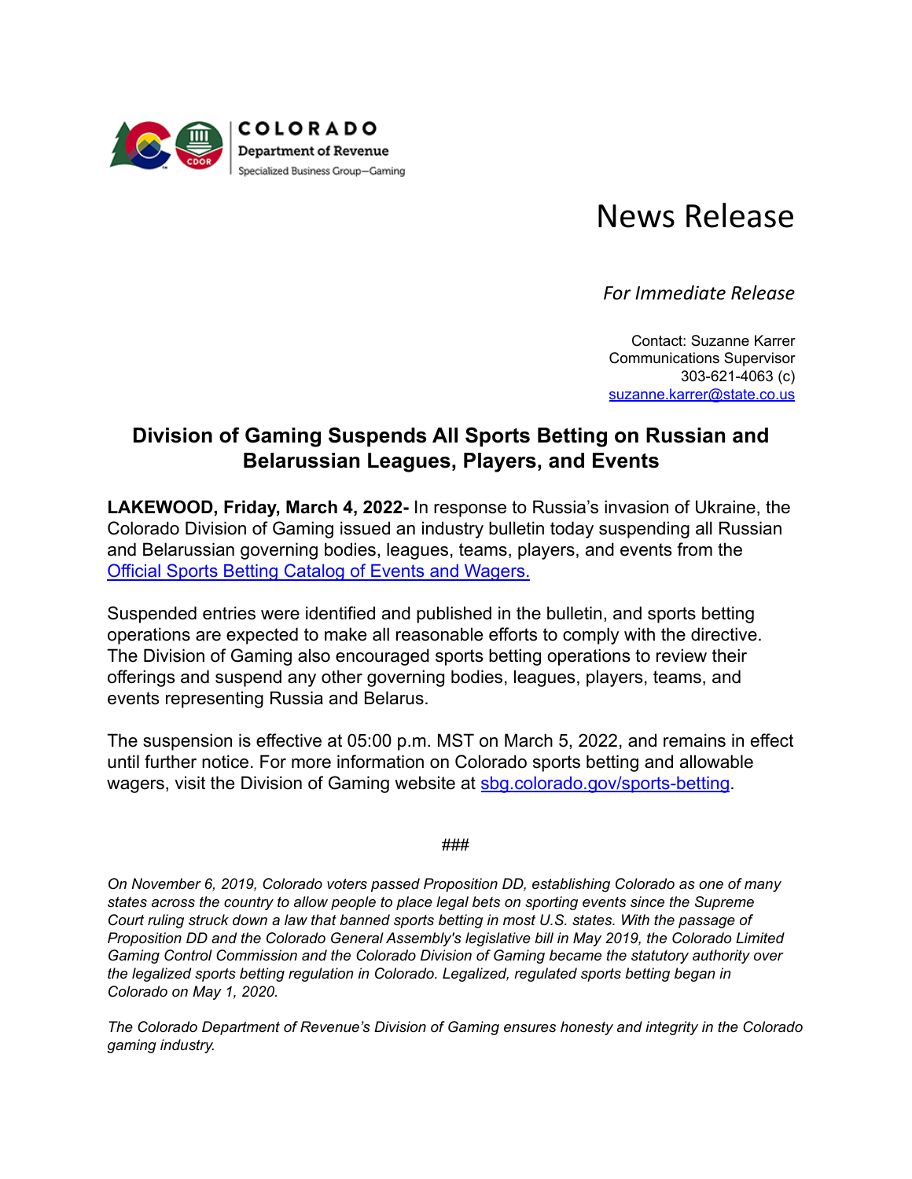COLORADO
Department of Revenue
Specialized Business Group—Gaming

# News Release

*For Immediate Release*

Contact: Suzanne Karrer
Communications Supervisor
303-621-4063 (c)
[suzanne.karrer@state.co.us](mailto:suzanne.karrer@state.co.us)

## Division of Gaming Suspends All Sports Betting on Russian and Belarussian Leagues, Players, and Events

**LAKEWOOD, Friday, March 4, 2022-** In response to Russia's invasion of Ukraine, the Colorado Division of Gaming issued an industry bulletin today suspending all Russian and Belarussian governing bodies, leagues, teams, players, and events from the Official Sports Betting Catalog of Events and Wagers.

Suspended entries were identified and published in the bulletin, and sports betting operations are expected to make all reasonable efforts to comply with the directive. The Division of Gaming also encouraged sports betting operations to review their offerings and suspend any other governing bodies, leagues, players, teams, and events representing Russia and Belarus.

The suspension is effective at 05:00 p.m. MST on March 5, 2022, and remains in effect until further notice. For more information on Colorado sports betting and allowable wagers, visit the Division of Gaming website at sbg.colorado.gov/sports-betting.

###

*On November 6, 2019, Colorado voters passed Proposition DD, establishing Colorado as one of many states across the country to allow people to place legal bets on sporting events since the Supreme Court ruling struck down a law that banned sports betting in most U.S. states. With the passage of Proposition DD and the Colorado General Assembly's legislative bill in May 2019, the Colorado Limited Gaming Control Commission and the Colorado Division of Gaming became the statutory authority over the legalized sports betting regulation in Colorado. Legalized, regulated sports betting began in Colorado on May 1, 2020.*

*The Colorado Department of Revenue's Division of Gaming ensures honesty and integrity in the Colorado gaming industry.*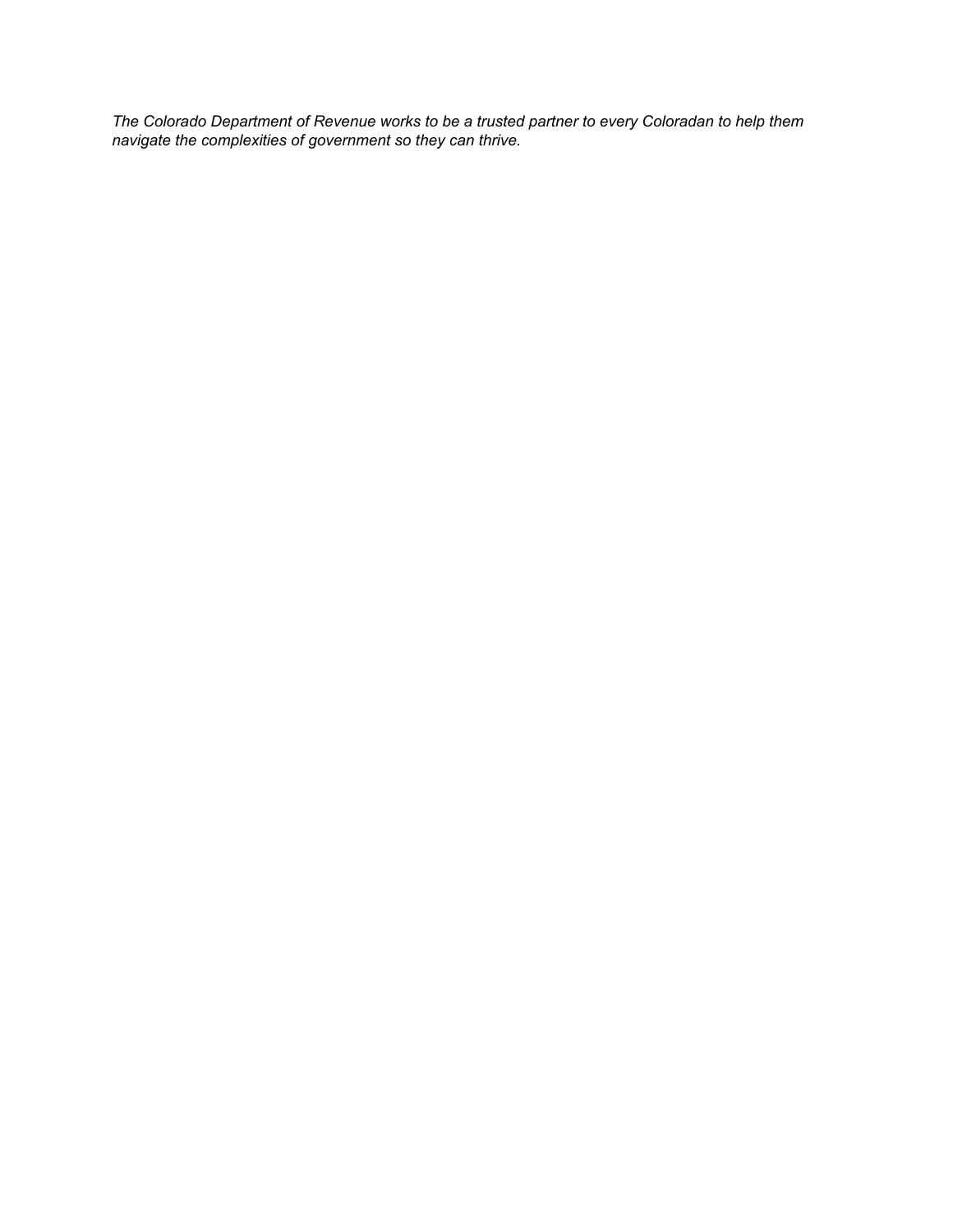*The Colorado Department of Revenue works to be a trusted partner to every Coloradan to help them navigate the complexities of government so they can thrive.*